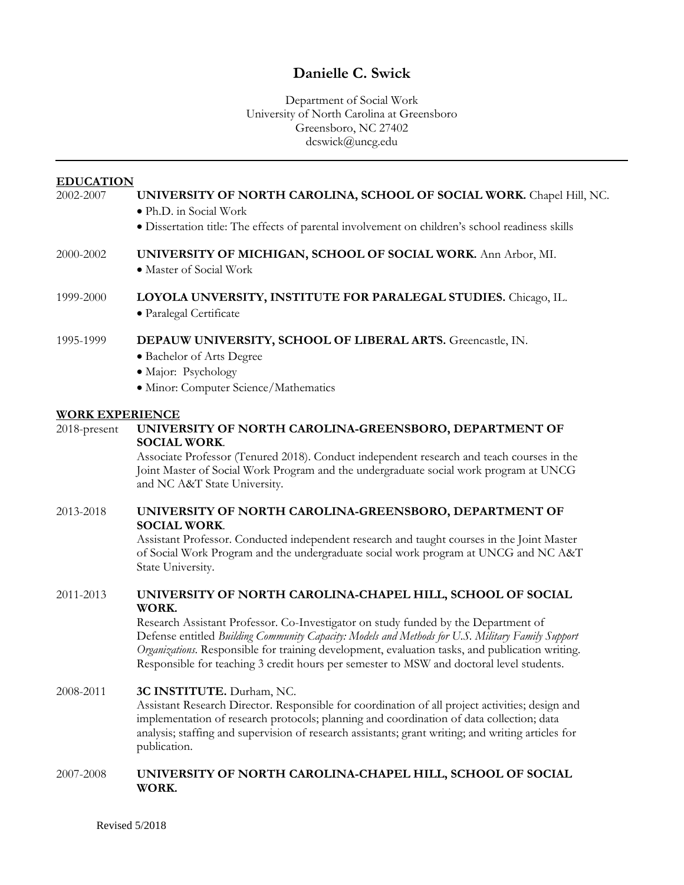# Danielle C. Swick

Department of Social Work
University of North Carolina at Greensboro
Greensboro, NC 27402
dcswick@uncg.edu

---

## EDUCATION

2002-2007 **UNIVERSITY OF NORTH CAROLINA, SCHOOL OF SOCIAL WORK.** Chapel Hill, NC.
- Ph.D. in Social Work
- Dissertation title: The effects of parental involvement on children's school readiness skills

2000-2002 **UNIVERSITY OF MICHIGAN, SCHOOL OF SOCIAL WORK.** Ann Arbor, MI.
- Master of Social Work

1999-2000 **LOYOLA UNVERSITY, INSTITUTE FOR PARALEGAL STUDIES.** Chicago, IL.
- Paralegal Certificate

1995-1999 **DEPAUW UNIVERSITY, SCHOOL OF LIBERAL ARTS.** Greencastle, IN.
- Bachelor of Arts Degree
- Major: Psychology
- Minor: Computer Science/Mathematics

## WORK EXPERIENCE

2018-present **UNIVERSITY OF NORTH CAROLINA-GREENSBORO, DEPARTMENT OF SOCIAL WORK**.
Associate Professor (Tenured 2018). Conduct independent research and teach courses in the Joint Master of Social Work Program and the undergraduate social work program at UNCG and NC A&T State University.

2013-2018 **UNIVERSITY OF NORTH CAROLINA-GREENSBORO, DEPARTMENT OF SOCIAL WORK**.
Assistant Professor. Conducted independent research and taught courses in the Joint Master of Social Work Program and the undergraduate social work program at UNCG and NC A&T State University.

2011-2013 **UNIVERSITY OF NORTH CAROLINA-CHAPEL HILL, SCHOOL OF SOCIAL WORK.**
Research Assistant Professor. Co-Investigator on study funded by the Department of Defense entitled *Building Community Capacity: Models and Methods for U.S. Military Family Support Organizations*. Responsible for training development, evaluation tasks, and publication writing. Responsible for teaching 3 credit hours per semester to MSW and doctoral level students.

2008-2011 **3C INSTITUTE.** Durham, NC.
Assistant Research Director. Responsible for coordination of all project activities; design and implementation of research protocols; planning and coordination of data collection; data analysis; staffing and supervision of research assistants; grant writing; and writing articles for publication.

2007-2008 **UNIVERSITY OF NORTH CAROLINA-CHAPEL HILL, SCHOOL OF SOCIAL WORK.**

Revised 5/2018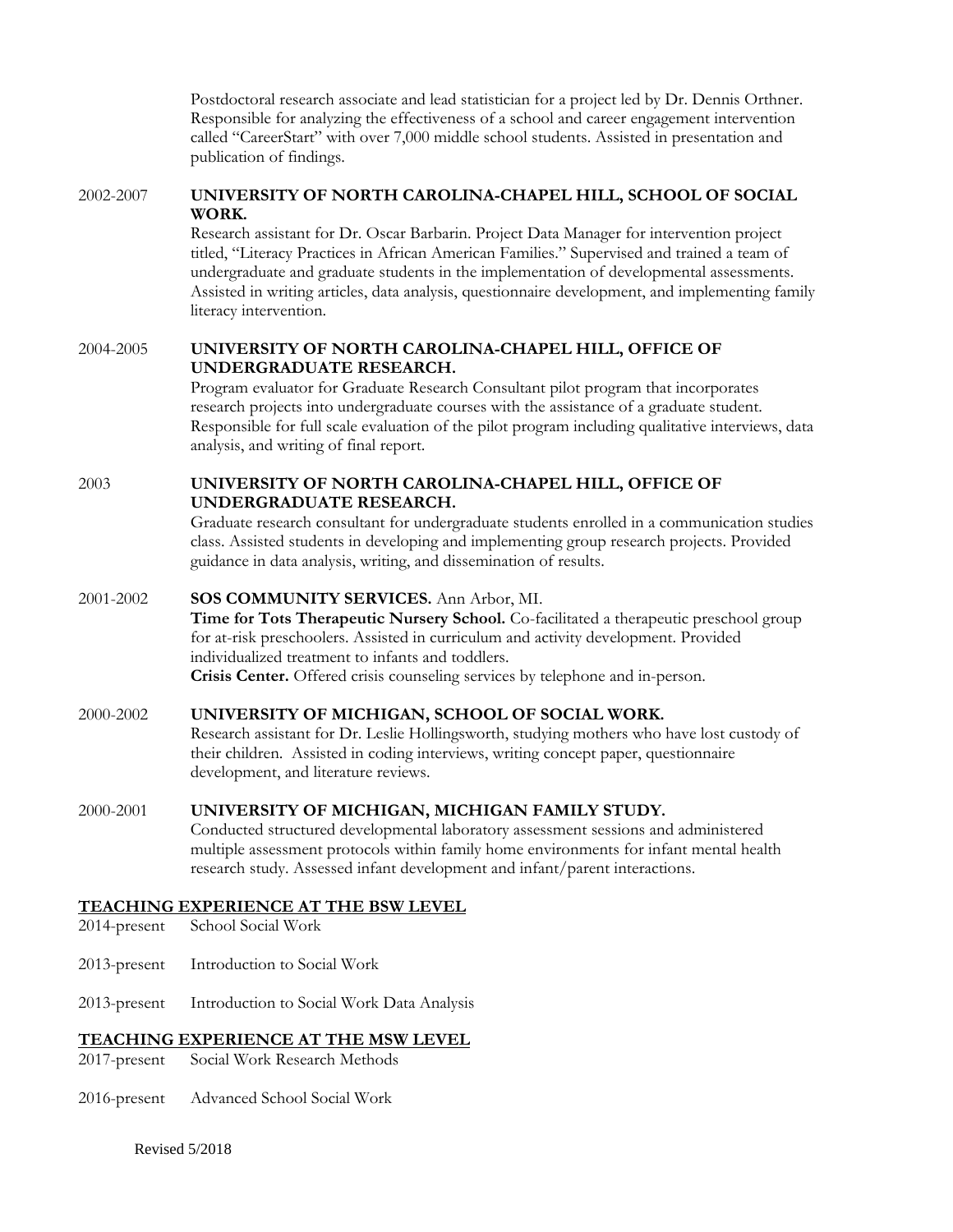Postdoctoral research associate and lead statistician for a project led by Dr. Dennis Orthner. Responsible for analyzing the effectiveness of a school and career engagement intervention called "CareerStart" with over 7,000 middle school students. Assisted in presentation and publication of findings.

2002-2007 **UNIVERSITY OF NORTH CAROLINA-CHAPEL HILL, SCHOOL OF SOCIAL WORK.**
Research assistant for Dr. Oscar Barbarin. Project Data Manager for intervention project titled, "Literacy Practices in African American Families." Supervised and trained a team of undergraduate and graduate students in the implementation of developmental assessments. Assisted in writing articles, data analysis, questionnaire development, and implementing family literacy intervention.

2004-2005 **UNIVERSITY OF NORTH CAROLINA-CHAPEL HILL, OFFICE OF UNDERGRADUATE RESEARCH.**
Program evaluator for Graduate Research Consultant pilot program that incorporates research projects into undergraduate courses with the assistance of a graduate student. Responsible for full scale evaluation of the pilot program including qualitative interviews, data analysis, and writing of final report.

2003 **UNIVERSITY OF NORTH CAROLINA-CHAPEL HILL, OFFICE OF UNDERGRADUATE RESEARCH.**
Graduate research consultant for undergraduate students enrolled in a communication studies class. Assisted students in developing and implementing group research projects. Provided guidance in data analysis, writing, and dissemination of results.

2001-2002 **SOS COMMUNITY SERVICES.** Ann Arbor, MI.
**Time for Tots Therapeutic Nursery School.** Co-facilitated a therapeutic preschool group for at-risk preschoolers. Assisted in curriculum and activity development. Provided individualized treatment to infants and toddlers.
**Crisis Center.** Offered crisis counseling services by telephone and in-person.

2000-2002 **UNIVERSITY OF MICHIGAN, SCHOOL OF SOCIAL WORK.**
Research assistant for Dr. Leslie Hollingsworth, studying mothers who have lost custody of their children. Assisted in coding interviews, writing concept paper, questionnaire development, and literature reviews.

2000-2001 **UNIVERSITY OF MICHIGAN, MICHIGAN FAMILY STUDY.**
Conducted structured developmental laboratory assessment sessions and administered multiple assessment protocols within family home environments for infant mental health research study. Assessed infant development and infant/parent interactions.

## TEACHING EXPERIENCE AT THE BSW LEVEL

2014-present School Social Work

2013-present Introduction to Social Work

2013-present Introduction to Social Work Data Analysis

## TEACHING EXPERIENCE AT THE MSW LEVEL

2017-present Social Work Research Methods

2016-present Advanced School Social Work

Revised 5/2018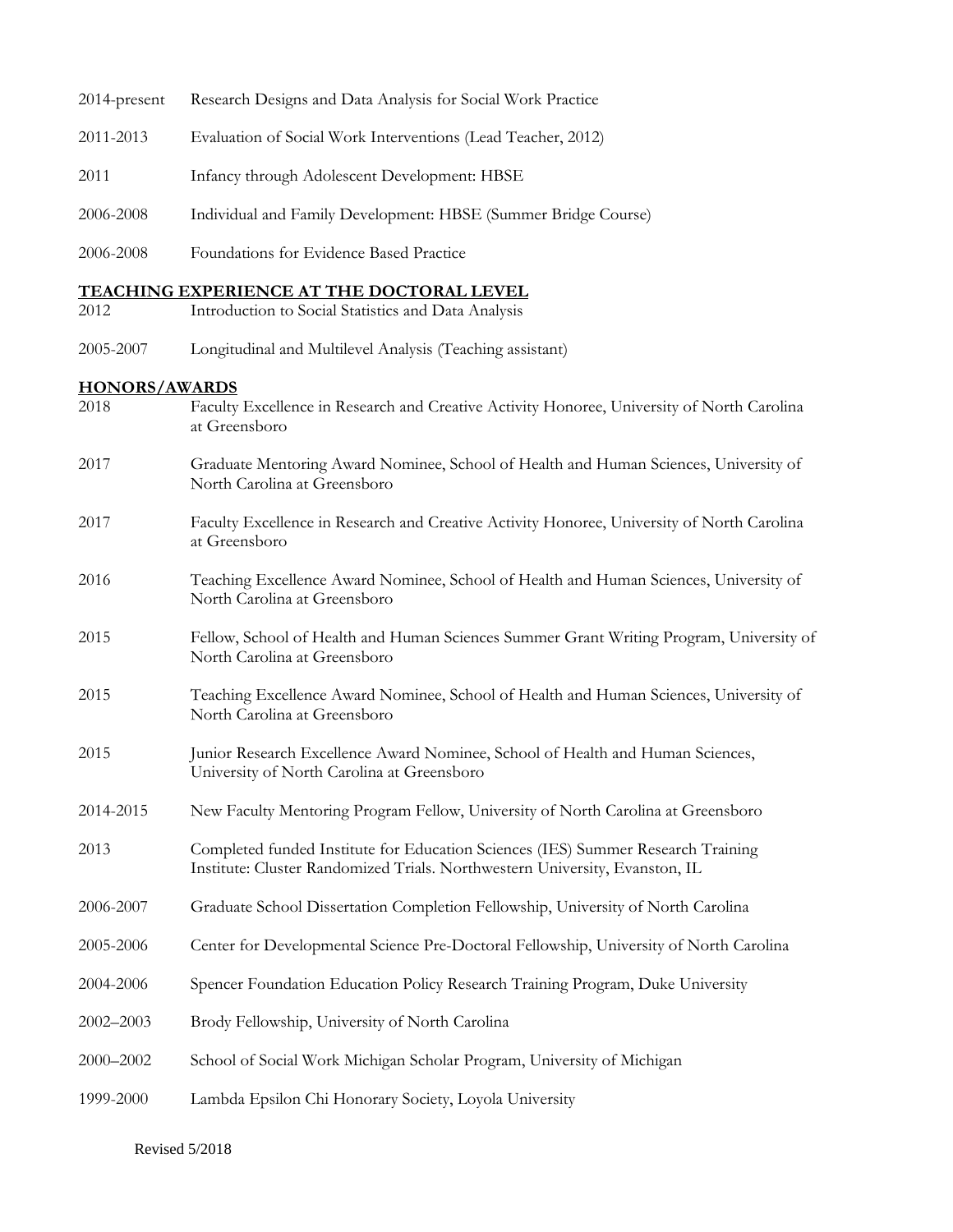2014-present Research Designs and Data Analysis for Social Work Practice

2011-2013 Evaluation of Social Work Interventions (Lead Teacher, 2012)

2011 Infancy through Adolescent Development: HBSE

2006-2008 Individual and Family Development: HBSE (Summer Bridge Course)

2006-2008 Foundations for Evidence Based Practice

## TEACHING EXPERIENCE AT THE DOCTORAL LEVEL

2012 Introduction to Social Statistics and Data Analysis

2005-2007 Longitudinal and Multilevel Analysis (Teaching assistant)

## HONORS/AWARDS

2018 Faculty Excellence in Research and Creative Activity Honoree, University of North Carolina at Greensboro

2017 Graduate Mentoring Award Nominee, School of Health and Human Sciences, University of North Carolina at Greensboro

2017 Faculty Excellence in Research and Creative Activity Honoree, University of North Carolina at Greensboro

2016 Teaching Excellence Award Nominee, School of Health and Human Sciences, University of North Carolina at Greensboro

2015 Fellow, School of Health and Human Sciences Summer Grant Writing Program, University of North Carolina at Greensboro

2015 Teaching Excellence Award Nominee, School of Health and Human Sciences, University of North Carolina at Greensboro

2015 Junior Research Excellence Award Nominee, School of Health and Human Sciences, University of North Carolina at Greensboro

2014-2015 New Faculty Mentoring Program Fellow, University of North Carolina at Greensboro

2013 Completed funded Institute for Education Sciences (IES) Summer Research Training Institute: Cluster Randomized Trials. Northwestern University, Evanston, IL

2006-2007 Graduate School Dissertation Completion Fellowship, University of North Carolina

2005-2006 Center for Developmental Science Pre-Doctoral Fellowship, University of North Carolina

2004-2006 Spencer Foundation Education Policy Research Training Program, Duke University

2002–2003 Brody Fellowship, University of North Carolina

2000–2002 School of Social Work Michigan Scholar Program, University of Michigan

1999-2000 Lambda Epsilon Chi Honorary Society, Loyola University

Revised 5/2018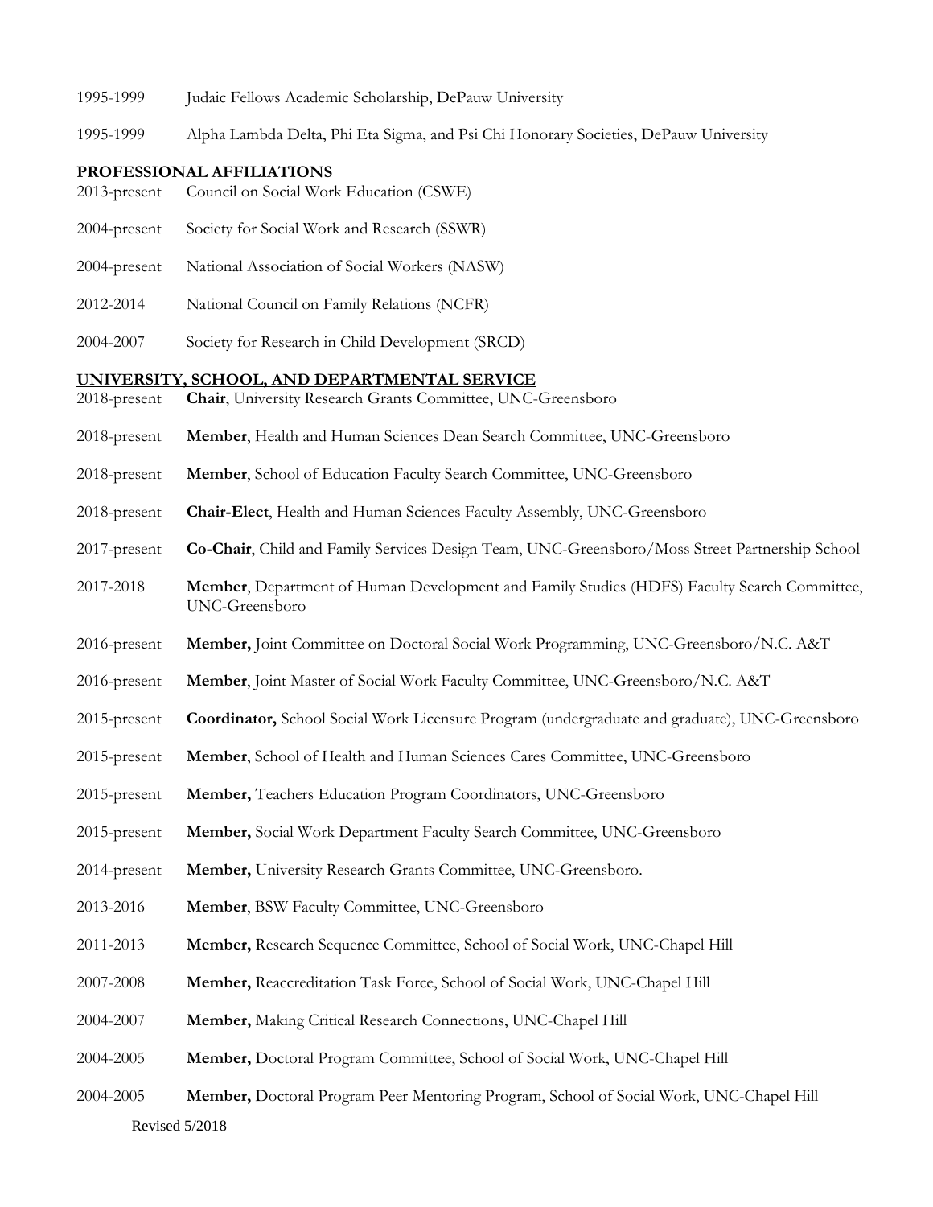1995-1999 Judaic Fellows Academic Scholarship, DePauw University

1995-1999 Alpha Lambda Delta, Phi Eta Sigma, and Psi Chi Honorary Societies, DePauw University

## PROFESSIONAL AFFILIATIONS

2013-present Council on Social Work Education (CSWE)

2004-present Society for Social Work and Research (SSWR)

2004-present National Association of Social Workers (NASW)

2012-2014 National Council on Family Relations (NCFR)

2004-2007 Society for Research in Child Development (SRCD)

## UNIVERSITY, SCHOOL, AND DEPARTMENTAL SERVICE

2018-present **Chair**, University Research Grants Committee, UNC-Greensboro

2018-present **Member**, Health and Human Sciences Dean Search Committee, UNC-Greensboro

2018-present **Member**, School of Education Faculty Search Committee, UNC-Greensboro

2018-present **Chair-Elect**, Health and Human Sciences Faculty Assembly, UNC-Greensboro

2017-present **Co-Chair**, Child and Family Services Design Team, UNC-Greensboro/Moss Street Partnership School

2017-2018 **Member**, Department of Human Development and Family Studies (HDFS) Faculty Search Committee, UNC-Greensboro

2016-present **Member,** Joint Committee on Doctoral Social Work Programming, UNC-Greensboro/N.C. A&T

2016-present **Member**, Joint Master of Social Work Faculty Committee, UNC-Greensboro/N.C. A&T

2015-present **Coordinator,** School Social Work Licensure Program (undergraduate and graduate), UNC-Greensboro

2015-present **Member**, School of Health and Human Sciences Cares Committee, UNC-Greensboro

2015-present **Member,** Teachers Education Program Coordinators, UNC-Greensboro

2015-present **Member,** Social Work Department Faculty Search Committee, UNC-Greensboro

2014-present **Member,** University Research Grants Committee, UNC-Greensboro.

2013-2016 **Member**, BSW Faculty Committee, UNC-Greensboro

2011-2013 **Member,** Research Sequence Committee, School of Social Work, UNC-Chapel Hill

2007-2008 **Member,** Reaccreditation Task Force, School of Social Work, UNC-Chapel Hill

2004-2007 **Member,** Making Critical Research Connections, UNC-Chapel Hill

2004-2005 **Member,** Doctoral Program Committee, School of Social Work, UNC-Chapel Hill

2004-2005 **Member,** Doctoral Program Peer Mentoring Program, School of Social Work, UNC-Chapel Hill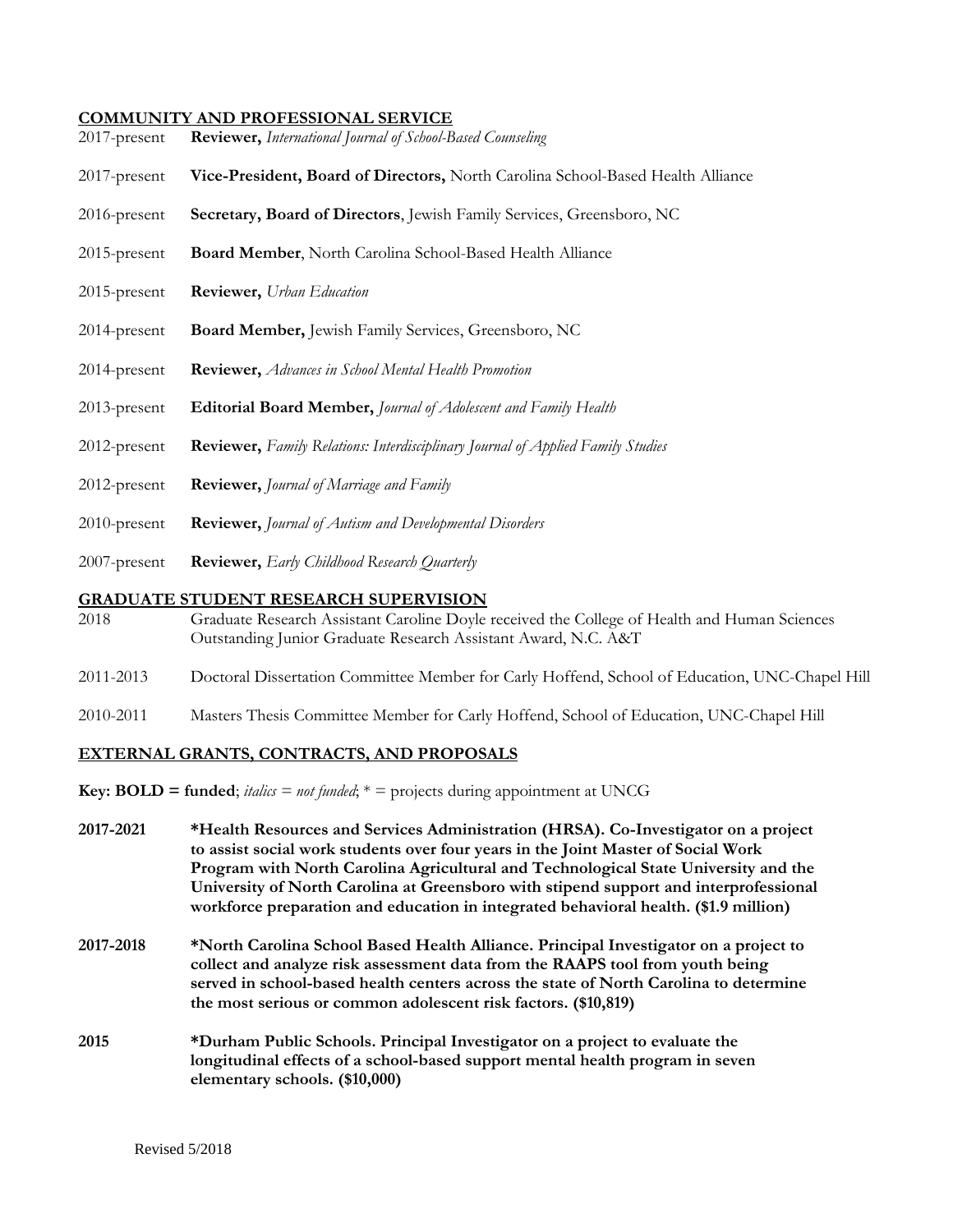## COMMUNITY AND PROFESSIONAL SERVICE

2017-present **Reviewer,** *International Journal of School-Based Counseling*

2017-present **Vice-President, Board of Directors,** North Carolina School-Based Health Alliance

2016-present **Secretary, Board of Directors**, Jewish Family Services, Greensboro, NC

2015-present **Board Member**, North Carolina School-Based Health Alliance

2015-present **Reviewer,** *Urban Education*

2014-present **Board Member,** Jewish Family Services, Greensboro, NC

2014-present **Reviewer,** *Advances in School Mental Health Promotion*

2013-present **Editorial Board Member,** *Journal of Adolescent and Family Health*

2012-present **Reviewer,** *Family Relations: Interdisciplinary Journal of Applied Family Studies*

2012-present **Reviewer,** *Journal of Marriage and Family*

2010-present **Reviewer,** *Journal of Autism and Developmental Disorders*

2007-present **Reviewer,** *Early Childhood Research Quarterly*

## GRADUATE STUDENT RESEARCH SUPERVISION

2018 Graduate Research Assistant Caroline Doyle received the College of Health and Human Sciences Outstanding Junior Graduate Research Assistant Award, N.C. A&T

2011-2013 Doctoral Dissertation Committee Member for Carly Hoffend, School of Education, UNC-Chapel Hill

2010-2011 Masters Thesis Committee Member for Carly Hoffend, School of Education, UNC-Chapel Hill

## EXTERNAL GRANTS, CONTRACTS, AND PROPOSALS

**Key: BOLD = funded**; *italics = not funded*; * = projects during appointment at UNCG

**2017-2021** **\*Health Resources and Services Administration (HRSA). Co-Investigator on a project to assist social work students over four years in the Joint Master of Social Work Program with North Carolina Agricultural and Technological State University and the University of North Carolina at Greensboro with stipend support and interprofessional workforce preparation and education in integrated behavioral health. ($1.9 million)**

**2017-2018** **\*North Carolina School Based Health Alliance. Principal Investigator on a project to collect and analyze risk assessment data from the RAAPS tool from youth being served in school-based health centers across the state of North Carolina to determine the most serious or common adolescent risk factors. ($10,819)**

**2015** **\*Durham Public Schools. Principal Investigator on a project to evaluate the longitudinal effects of a school-based support mental health program in seven elementary schools. ($10,000)**

Revised 5/2018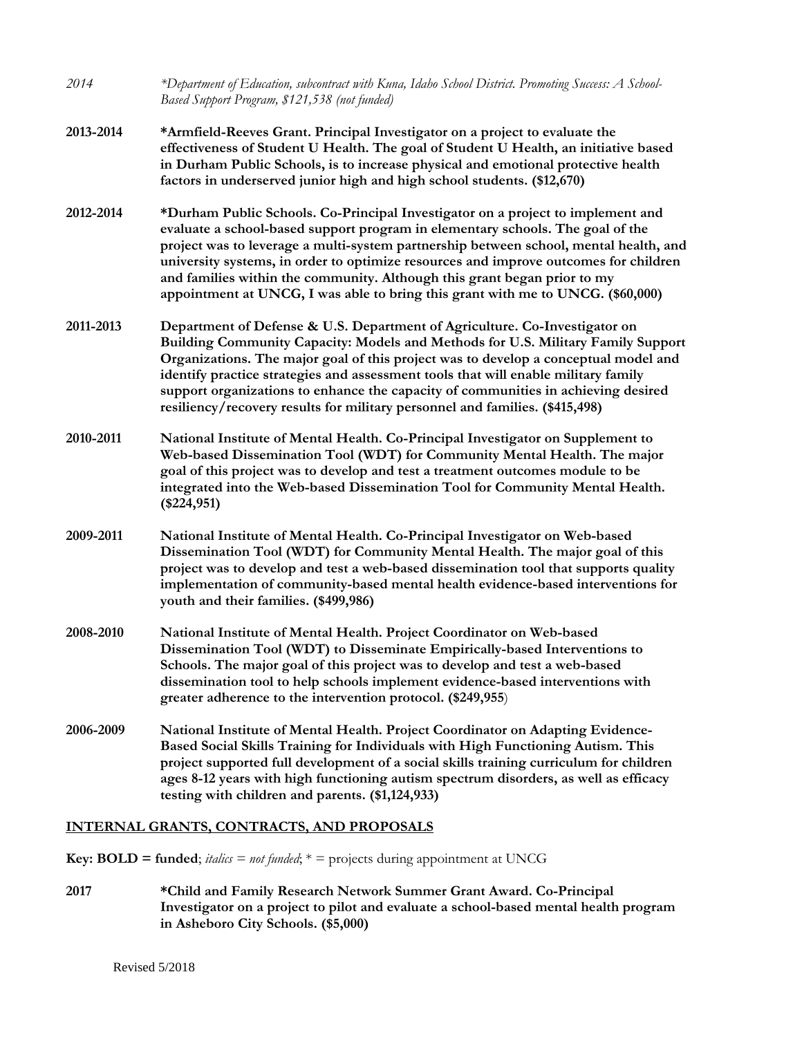2014 *\*Department of Education, subcontract with Kuna, Idaho School District. Promoting Success: A School-Based Support Program, $121,538 (not funded)*

**2013-2014 \*Armfield-Reeves Grant. Principal Investigator on a project to evaluate the effectiveness of Student U Health. The goal of Student U Health, an initiative based in Durham Public Schools, is to increase physical and emotional protective health factors in underserved junior high and high school students. ($12,670)**

**2012-2014 \*Durham Public Schools. Co-Principal Investigator on a project to implement and evaluate a school-based support program in elementary schools. The goal of the project was to leverage a multi-system partnership between school, mental health, and university systems, in order to optimize resources and improve outcomes for children and families within the community. Although this grant began prior to my appointment at UNCG, I was able to bring this grant with me to UNCG. ($60,000)**

**2011-2013 Department of Defense & U.S. Department of Agriculture. Co-Investigator on Building Community Capacity: Models and Methods for U.S. Military Family Support Organizations. The major goal of this project was to develop a conceptual model and identify practice strategies and assessment tools that will enable military family support organizations to enhance the capacity of communities in achieving desired resiliency/recovery results for military personnel and families. ($415,498)**

**2010-2011 National Institute of Mental Health. Co-Principal Investigator on Supplement to Web-based Dissemination Tool (WDT) for Community Mental Health. The major goal of this project was to develop and test a treatment outcomes module to be integrated into the Web-based Dissemination Tool for Community Mental Health. ($224,951)**

**2009-2011 National Institute of Mental Health. Co-Principal Investigator on Web-based Dissemination Tool (WDT) for Community Mental Health. The major goal of this project was to develop and test a web-based dissemination tool that supports quality implementation of community-based mental health evidence-based interventions for youth and their families. ($499,986)**

**2008-2010 National Institute of Mental Health. Project Coordinator on Web-based Dissemination Tool (WDT) to Disseminate Empirically-based Interventions to Schools. The major goal of this project was to develop and test a web-based dissemination tool to help schools implement evidence-based interventions with greater adherence to the intervention protocol. ($249,955**)

**2006-2009 National Institute of Mental Health. Project Coordinator on Adapting Evidence-Based Social Skills Training for Individuals with High Functioning Autism. This project supported full development of a social skills training curriculum for children ages 8-12 years with high functioning autism spectrum disorders, as well as efficacy testing with children and parents. ($1,124,933)**

## INTERNAL GRANTS, CONTRACTS, AND PROPOSALS

**Key: BOLD = funded**; *italics = not funded*; \* = projects during appointment at UNCG

**2017 \*Child and Family Research Network Summer Grant Award. Co-Principal Investigator on a project to pilot and evaluate a school-based mental health program in Asheboro City Schools. ($5,000)**

Revised 5/2018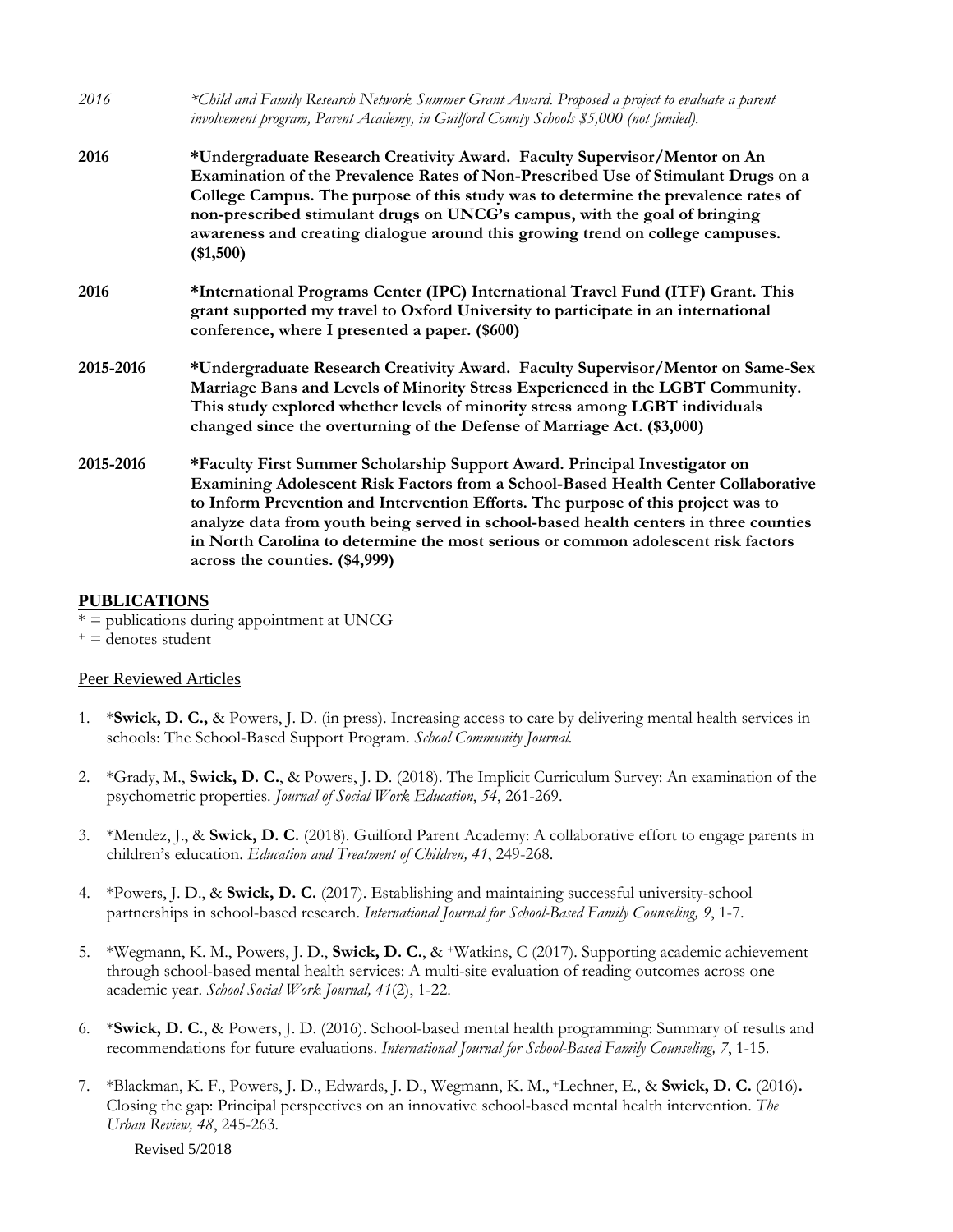*2016* *\*Child and Family Research Network Summer Grant Award. Proposed a project to evaluate a parent involvement program, Parent Academy, in Guilford County Schools $5,000 (not funded).*

**2016** **\*Undergraduate Research Creativity Award. Faculty Supervisor/Mentor on An Examination of the Prevalence Rates of Non-Prescribed Use of Stimulant Drugs on a College Campus. The purpose of this study was to determine the prevalence rates of non-prescribed stimulant drugs on UNCG's campus, with the goal of bringing awareness and creating dialogue around this growing trend on college campuses. ($1,500)**

**2016** **\*International Programs Center (IPC) International Travel Fund (ITF) Grant. This grant supported my travel to Oxford University to participate in an international conference, where I presented a paper. ($600)**

**2015-2016** **\*Undergraduate Research Creativity Award. Faculty Supervisor/Mentor on Same-Sex Marriage Bans and Levels of Minority Stress Experienced in the LGBT Community. This study explored whether levels of minority stress among LGBT individuals changed since the overturning of the Defense of Marriage Act. ($3,000)**

**2015-2016** **\*Faculty First Summer Scholarship Support Award. Principal Investigator on Examining Adolescent Risk Factors from a School-Based Health Center Collaborative to Inform Prevention and Intervention Efforts. The purpose of this project was to analyze data from youth being served in school-based health centers in three counties in North Carolina to determine the most serious or common adolescent risk factors across the counties. ($4,999)**

## PUBLICATIONS

\* = publications during appointment at UNCG
[+] = denotes student

### Peer Reviewed Articles

1. \***Swick, D. C.,** & Powers, J. D. (in press). Increasing access to care by delivering mental health services in schools: The School-Based Support Program. *School Community Journal.*

2. \*Grady, M., **Swick, D. C.**, & Powers, J. D. (2018). The Implicit Curriculum Survey: An examination of the psychometric properties. *Journal of Social Work Education*, *54*, 261-269.

3. \*Mendez, J., & **Swick, D. C.** (2018). Guilford Parent Academy: A collaborative effort to engage parents in children's education. *Education and Treatment of Children, 41*, 249-268.

4. \*Powers, J. D., & **Swick, D. C.** (2017). Establishing and maintaining successful university-school partnerships in school-based research. *International Journal for School-Based Family Counseling, 9*, 1-7.

5. \*Wegmann, K. M., Powers, J. D., **Swick, D. C.**, & [+]Watkins, C (2017). Supporting academic achievement through school-based mental health services: A multi-site evaluation of reading outcomes across one academic year. *School Social Work Journal, 41*(2), 1-22.

6. \***Swick, D. C.**, & Powers, J. D. (2016). School-based mental health programming: Summary of results and recommendations for future evaluations. *International Journal for School-Based Family Counseling, 7*, 1-15.

7. \*Blackman, K. F., Powers, J. D., Edwards, J. D., Wegmann, K. M., [+]Lechner, E., & **Swick, D. C.** (2016). Closing the gap: Principal perspectives on an innovative school-based mental health intervention. *The Urban Review, 48*, 245-263.

Revised 5/2018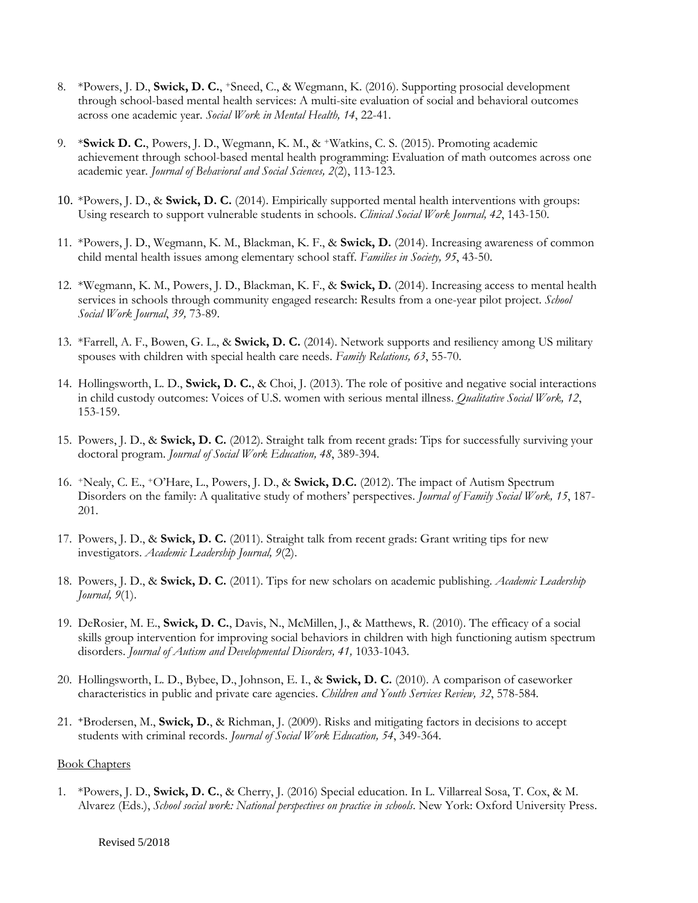8. *Powers, J. D., **Swick, D. C.**, +Sneed, C., & Wegmann, K. (2016). Supporting prosocial development through school-based mental health services: A multi-site evaluation of social and behavioral outcomes across one academic year. *Social Work in Mental Health, 14*, 22-41.

9. ***Swick D. C.**, Powers, J. D., Wegmann, K. M., & +Watkins, C. S. (2015). Promoting academic achievement through school-based mental health programming: Evaluation of math outcomes across one academic year. *Journal of Behavioral and Social Sciences, 2*(2), 113-123.

10. *Powers, J. D., & **Swick, D. C.** (2014). Empirically supported mental health interventions with groups: Using research to support vulnerable students in schools. *Clinical Social Work Journal, 42*, 143-150.

11. *Powers, J. D., Wegmann, K. M., Blackman, K. F., & **Swick, D.** (2014). Increasing awareness of common child mental health issues among elementary school staff. *Families in Society, 95*, 43-50.

12. *Wegmann, K. M., Powers, J. D., Blackman, K. F., & **Swick, D.** (2014). Increasing access to mental health services in schools through community engaged research: Results from a one-year pilot project. *School Social Work Journal*, *39,* 73-89.

13. *Farrell, A. F., Bowen, G. L., & **Swick, D. C.** (2014). Network supports and resiliency among US military spouses with children with special health care needs. *Family Relations, 63*, 55-70.

14. Hollingsworth, L. D., **Swick, D. C.**, & Choi, J. (2013). The role of positive and negative social interactions in child custody outcomes: Voices of U.S. women with serious mental illness. *Qualitative Social Work, 12*, 153-159.

15. Powers, J. D., & **Swick, D. C.** (2012). Straight talk from recent grads: Tips for successfully surviving your doctoral program. *Journal of Social Work Education, 48*, 389-394.

16. +Nealy, C. E., +O'Hare, L., Powers, J. D., & **Swick, D.C.** (2012). The impact of Autism Spectrum Disorders on the family: A qualitative study of mothers' perspectives. *Journal of Family Social Work, 15*, 187-201.

17. Powers, J. D., & **Swick, D. C.** (2011). Straight talk from recent grads: Grant writing tips for new investigators. *Academic Leadership Journal, 9*(2).

18. Powers, J. D., & **Swick, D. C.** (2011). Tips for new scholars on academic publishing. *Academic Leadership Journal, 9*(1).

19. DeRosier, M. E., **Swick, D. C.**, Davis, N., McMillen, J., & Matthews, R. (2010). The efficacy of a social skills group intervention for improving social behaviors in children with high functioning autism spectrum disorders. *Journal of Autism and Developmental Disorders, 41,* 1033-1043.

20. Hollingsworth, L. D., Bybee, D., Johnson, E. I., & **Swick, D. C.** (2010). A comparison of caseworker characteristics in public and private care agencies. *Children and Youth Services Review, 32*, 578-584.

21. +Brodersen, M., **Swick, D.**, & Richman, J. (2009). Risks and mitigating factors in decisions to accept students with criminal records. *Journal of Social Work Education, 54*, 349-364.

<u>Book Chapters</u>

1. *Powers, J. D., **Swick, D. C.**, & Cherry, J. (2016) Special education. In L. Villarreal Sosa, T. Cox, & M. Alvarez (Eds.), *School social work: National perspectives on practice in schools*. New York: Oxford University Press.

Revised 5/2018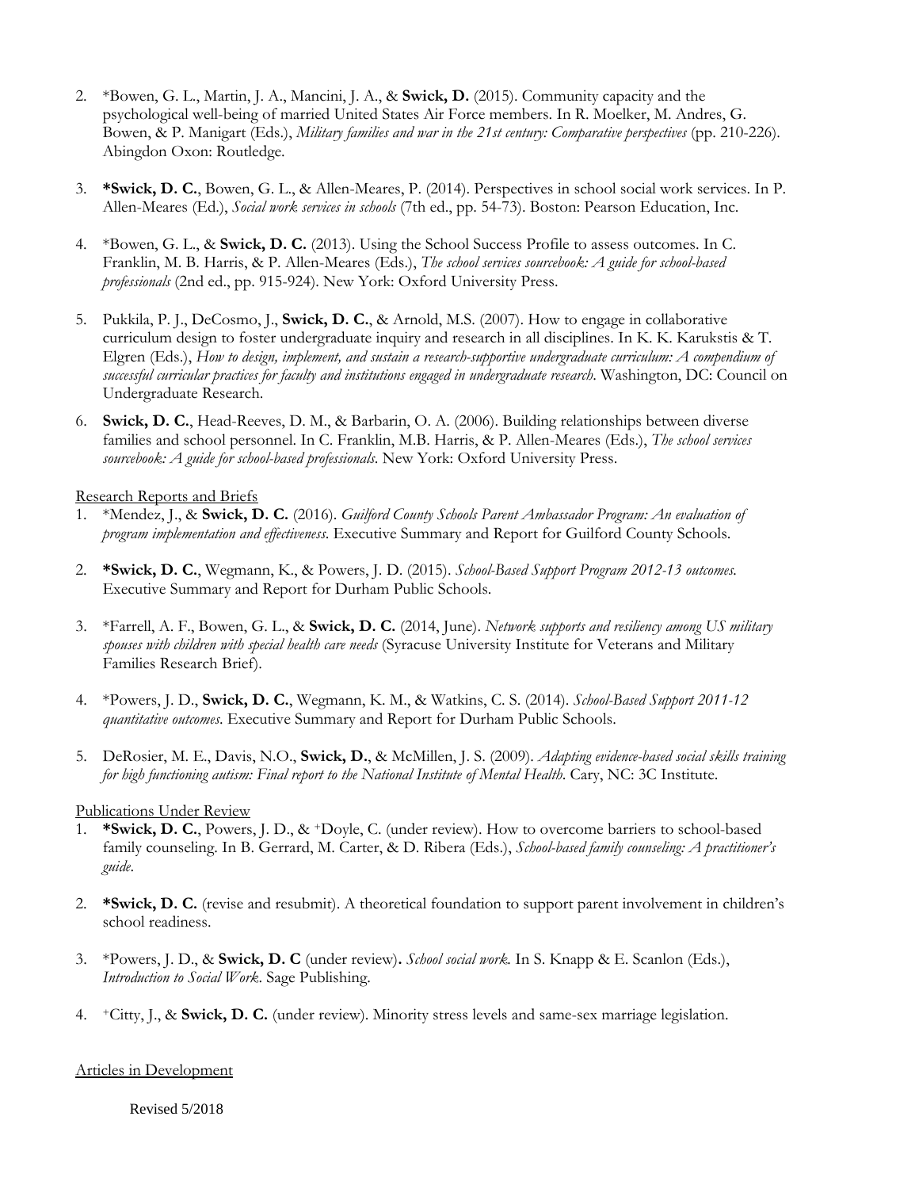2. *Bowen, G. L., Martin, J. A., Mancini, J. A., & **Swick, D.** (2015). Community capacity and the psychological well-being of married United States Air Force members. In R. Moelker, M. Andres, G. Bowen, & P. Manigart (Eds.), *Military families and war in the 21st century: Comparative perspectives* (pp. 210-226). Abingdon Oxon: Routledge.

3. ***Swick, D. C.**, Bowen, G. L., & Allen-Meares, P. (2014). Perspectives in school social work services. In P. Allen-Meares (Ed.), *Social work services in schools* (7th ed., pp. 54-73). Boston: Pearson Education, Inc.

4. *Bowen, G. L., & **Swick, D. C.** (2013). Using the School Success Profile to assess outcomes. In C. Franklin, M. B. Harris, & P. Allen-Meares (Eds.), *The school services sourcebook: A guide for school-based professionals* (2nd ed., pp. 915-924). New York: Oxford University Press.

5. Pukkila, P. J., DeCosmo, J., **Swick, D. C.**, & Arnold, M.S. (2007). How to engage in collaborative curriculum design to foster undergraduate inquiry and research in all disciplines. In K. K. Karukstis & T. Elgren (Eds.), *How to design, implement, and sustain a research-supportive undergraduate curriculum: A compendium of successful curricular practices for faculty and institutions engaged in undergraduate research*. Washington, DC: Council on Undergraduate Research.

6. **Swick, D. C.**, Head-Reeves, D. M., & Barbarin, O. A. (2006). Building relationships between diverse families and school personnel. In C. Franklin, M.B. Harris, & P. Allen-Meares (Eds.), *The school services sourcebook: A guide for school-based professionals*. New York: Oxford University Press.

Research Reports and Briefs

1. *Mendez, J., & **Swick, D. C.** (2016). *Guilford County Schools Parent Ambassador Program: An evaluation of program implementation and effectiveness*. Executive Summary and Report for Guilford County Schools.

2. ***Swick, D. C.**, Wegmann, K., & Powers, J. D. (2015). *School-Based Support Program 2012-13 outcomes*. Executive Summary and Report for Durham Public Schools.

3. *Farrell, A. F., Bowen, G. L., & **Swick, D. C.** (2014, June). *Network supports and resiliency among US military spouses with children with special health care needs* (Syracuse University Institute for Veterans and Military Families Research Brief).

4. *Powers, J. D., **Swick, D. C.**, Wegmann, K. M., & Watkins, C. S. (2014). *School-Based Support 2011-12 quantitative outcomes*. Executive Summary and Report for Durham Public Schools.

5. DeRosier, M. E., Davis, N.O., **Swick, D.**, & McMillen, J. S. (2009). *Adapting evidence-based social skills training for high functioning autism: Final report to the National Institute of Mental Health*. Cary, NC: 3C Institute.

Publications Under Review

1. ***Swick, D. C.**, Powers, J. D., & +Doyle, C. (under review). How to overcome barriers to school-based family counseling. In B. Gerrard, M. Carter, & D. Ribera (Eds.), *School-based family counseling: A practitioner's guide*.

2. ***Swick, D. C.** (revise and resubmit). A theoretical foundation to support parent involvement in children's school readiness.

3. *Powers, J. D., & **Swick, D. C** (under review). *School social work*. In S. Knapp & E. Scanlon (Eds.), *Introduction to Social Work*. Sage Publishing.

4. +Citty, J., & **Swick, D. C.** (under review). Minority stress levels and same-sex marriage legislation.

Articles in Development

Revised 5/2018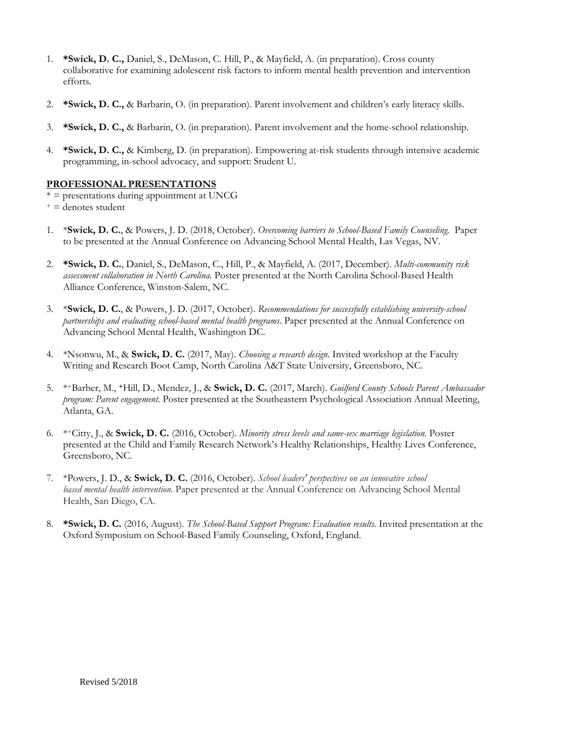1. **\*Swick, D. C.,** Daniel, S., DeMason, C. Hill, P., & Mayfield, A. (in preparation). Cross county collaborative for examining adolescent risk factors to inform mental health prevention and intervention efforts.

2. **\*Swick, D. C.,** & Barbarin, O. (in preparation). Parent involvement and children's early literacy skills.

3. **\*Swick, D. C.,** & Barbarin, O. (in preparation). Parent involvement and the home-school relationship.

4. **\*Swick, D. C.,** & Kimberg, D. (in preparation). Empowering at-risk students through intensive academic programming, in-school advocacy, and support: Student U.

## PROFESSIONAL PRESENTATIONS

\* = presentations during appointment at UNCG
\+ = denotes student

1. \***Swick, D. C.**, & Powers, J. D. (2018, October). *Overcoming barriers to School-Based Family Counseling.* Paper to be presented at the Annual Conference on Advancing School Mental Health, Las Vegas, NV.

2. **\*Swick, D. C.**, Daniel, S., DeMason, C., Hill, P., & Mayfield, A. (2017, December). *Multi-community risk assessment collaboration in North Carolina.* Poster presented at the North Carolina School-Based Health Alliance Conference, Winston-Salem, NC.

3. \***Swick, D. C.**, & Powers, J. D. (2017, October). *Recommendations for successfully establishing university-school partnerships and evaluating school-based mental health programs*. Paper presented at the Annual Conference on Advancing School Mental Health, Washington DC.

4. \*Nsonwu, M., & **Swick, D. C.** (2017, May). *Choosing a research design*. Invited workshop at the Faculty Writing and Research Boot Camp, North Carolina A&T State University, Greensboro, NC.

5. \*+Barber, M., +Hill, D., Mendez, J., & **Swick, D. C.** (2017, March). *Guilford County Schools Parent Ambassador program: Parent engagement.* Poster presented at the Southeastern Psychological Association Annual Meeting, Atlanta, GA.

6. \*+Citty, J., & **Swick, D. C.** (2016, October). *Minority stress levels and same-sex marriage legislation*. Poster presented at the Child and Family Research Network's Healthy Relationships, Healthy Lives Conference, Greensboro, NC.

7. \*Powers, J. D., & **Swick, D. C.** (2016, October). *School leaders' perspectives on an innovative school based mental health intervention.* Paper presented at the Annual Conference on Advancing School Mental Health, San Diego, CA.

8. **\*Swick, D. C.** (2016, August). *The School-Based Support Program: Evaluation results.* Invited presentation at the Oxford Symposium on School-Based Family Counseling, Oxford, England.

Revised 5/2018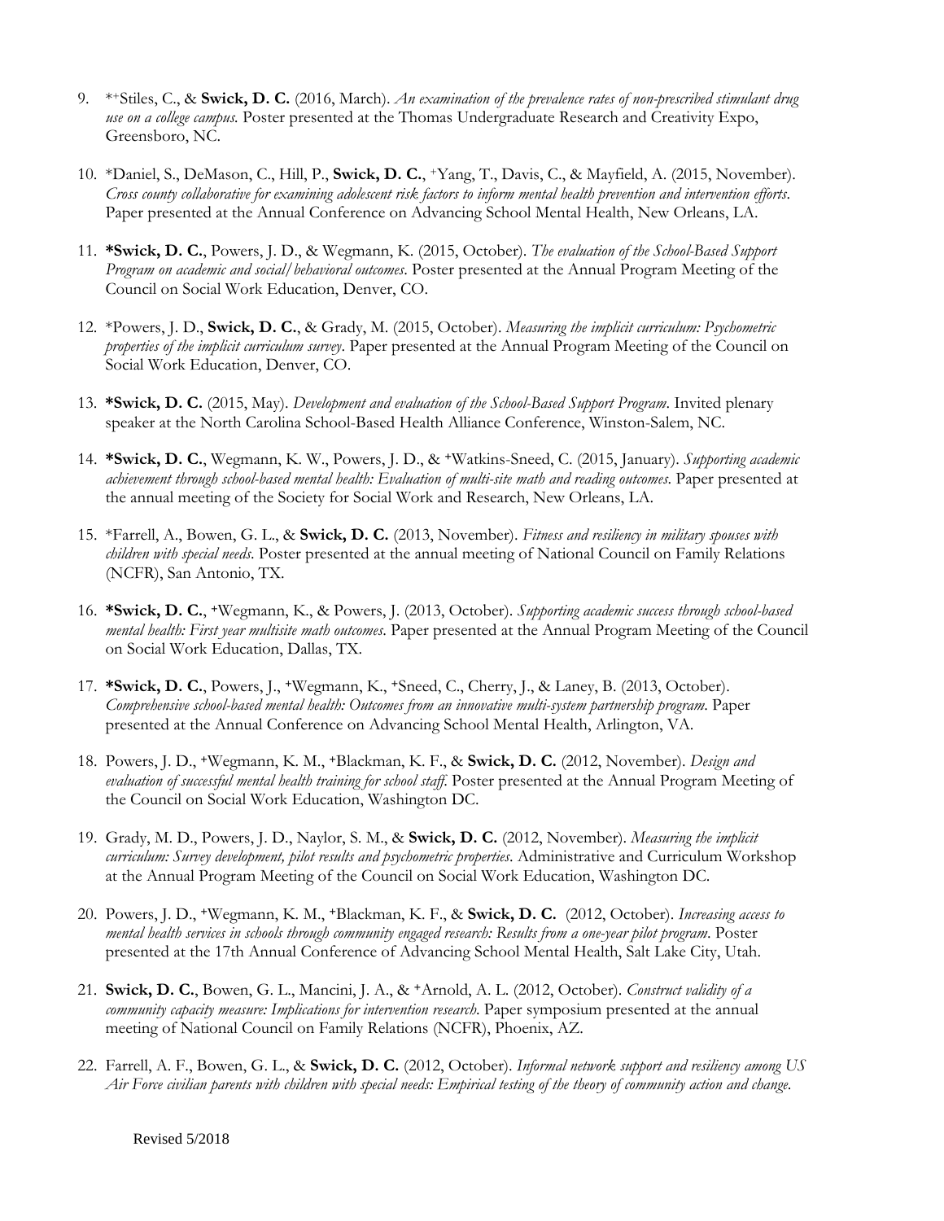9. *⁺Stiles, C., & **Swick, D. C.** (2016, March). *An examination of the prevalence rates of non-prescribed stimulant drug use on a college campus.* Poster presented at the Thomas Undergraduate Research and Creativity Expo, Greensboro, NC.

10. *Daniel, S., DeMason, C., Hill, P., **Swick, D. C.**, ⁺Yang, T., Davis, C., & Mayfield, A. (2015, November). *Cross county collaborative for examining adolescent risk factors to inform mental health prevention and intervention efforts*. Paper presented at the Annual Conference on Advancing School Mental Health, New Orleans, LA.

11. ***Swick, D. C.**, Powers, J. D., & Wegmann, K. (2015, October). *The evaluation of the School-Based Support Program on academic and social/behavioral outcomes*. Poster presented at the Annual Program Meeting of the Council on Social Work Education, Denver, CO.

12. *Powers, J. D., **Swick, D. C.**, & Grady, M. (2015, October). *Measuring the implicit curriculum: Psychometric properties of the implicit curriculum survey*. Paper presented at the Annual Program Meeting of the Council on Social Work Education, Denver, CO.

13. ***Swick, D. C.** (2015, May). *Development and evaluation of the School-Based Support Program*. Invited plenary speaker at the North Carolina School-Based Health Alliance Conference, Winston-Salem, NC.

14. ***Swick, D. C.**, Wegmann, K. W., Powers, J. D., & ⁺Watkins-Sneed, C. (2015, January). *Supporting academic achievement through school-based mental health: Evaluation of multi-site math and reading outcomes*. Paper presented at the annual meeting of the Society for Social Work and Research, New Orleans, LA.

15. *Farrell, A., Bowen, G. L., & **Swick, D. C.** (2013, November). *Fitness and resiliency in military spouses with children with special needs*. Poster presented at the annual meeting of National Council on Family Relations (NCFR), San Antonio, TX.

16. ***Swick, D. C.**, ⁺Wegmann, K., & Powers, J. (2013, October). *Supporting academic success through school-based mental health: First year multisite math outcomes*. Paper presented at the Annual Program Meeting of the Council on Social Work Education, Dallas, TX.

17. ***Swick, D. C.**, Powers, J., ⁺Wegmann, K., ⁺Sneed, C., Cherry, J., & Laney, B. (2013, October). *Comprehensive school-based mental health: Outcomes from an innovative multi-system partnership program*. Paper presented at the Annual Conference on Advancing School Mental Health, Arlington, VA.

18. Powers, J. D., ⁺Wegmann, K. M., ⁺Blackman, K. F., & **Swick, D. C.** (2012, November). *Design and evaluation of successful mental health training for school staff.* Poster presented at the Annual Program Meeting of the Council on Social Work Education, Washington DC.

19. Grady, M. D., Powers, J. D., Naylor, S. M., & **Swick, D. C.** (2012, November). *Measuring the implicit curriculum: Survey development, pilot results and psychometric properties*. Administrative and Curriculum Workshop at the Annual Program Meeting of the Council on Social Work Education, Washington DC.

20. Powers, J. D., ⁺Wegmann, K. M., ⁺Blackman, K. F., & **Swick, D. C.** (2012, October). *Increasing access to mental health services in schools through community engaged research: Results from a one-year pilot program*. Poster presented at the 17th Annual Conference of Advancing School Mental Health, Salt Lake City, Utah.

21. **Swick, D. C.**, Bowen, G. L., Mancini, J. A., & ⁺Arnold, A. L. (2012, October). *Construct validity of a community capacity measure: Implications for intervention research.* Paper symposium presented at the annual meeting of National Council on Family Relations (NCFR), Phoenix, AZ.

22. Farrell, A. F., Bowen, G. L., & **Swick, D. C.** (2012, October). *Informal network support and resiliency among US Air Force civilian parents with children with special needs: Empirical testing of the theory of community action and change.*

Revised 5/2018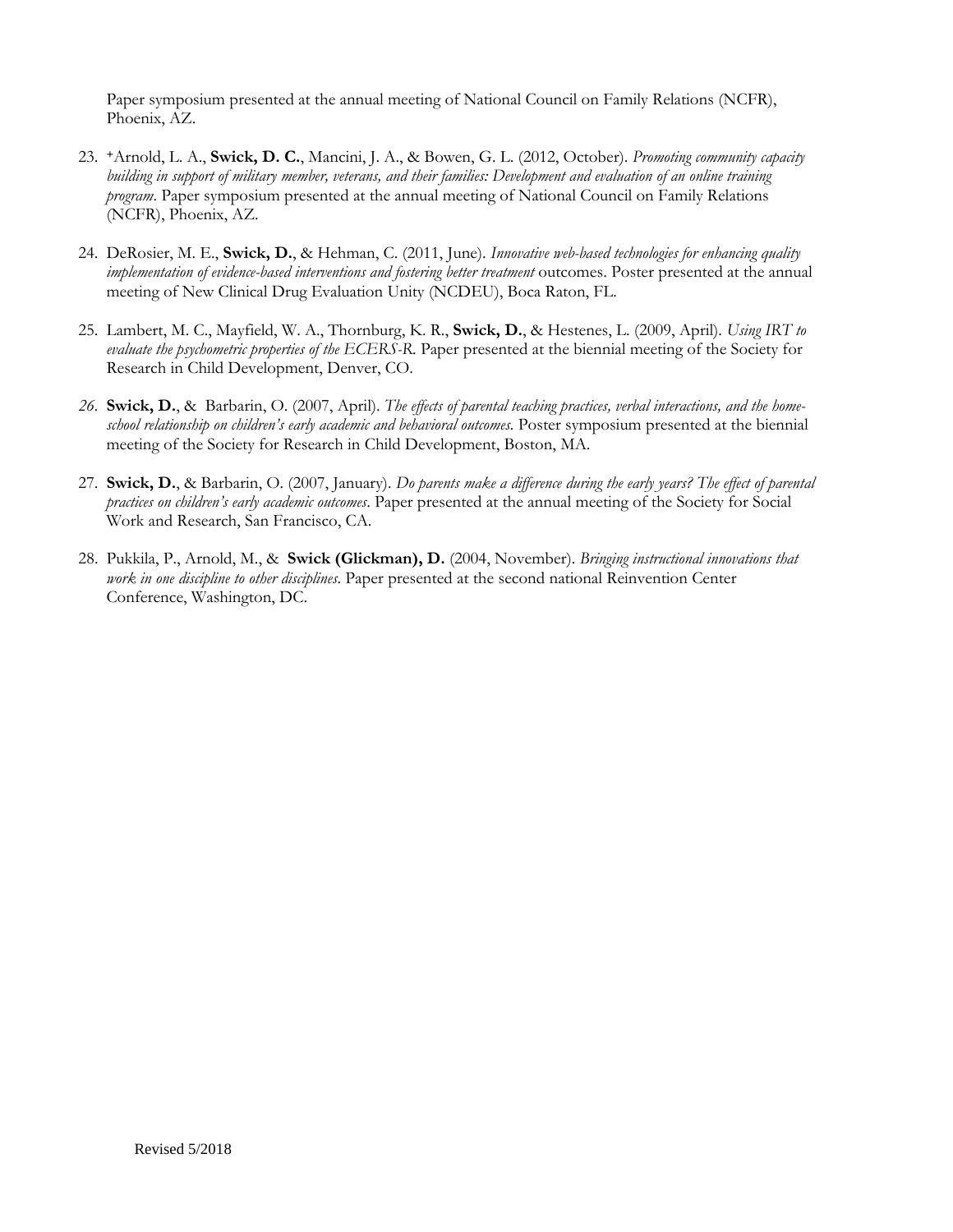Paper symposium presented at the annual meeting of National Council on Family Relations (NCFR), Phoenix, AZ.

23. ⁺Arnold, L. A., **Swick, D. C.**, Mancini, J. A., & Bowen, G. L. (2012, October). *Promoting community capacity building in support of military member, veterans, and their families: Development and evaluation of an online training program*. Paper symposium presented at the annual meeting of National Council on Family Relations (NCFR), Phoenix, AZ.

24. DeRosier, M. E., **Swick, D.**, & Hehman, C. (2011, June). *Innovative web-based technologies for enhancing quality implementation of evidence-based interventions and fostering better treatment* outcomes. Poster presented at the annual meeting of New Clinical Drug Evaluation Unity (NCDEU), Boca Raton, FL.

25. Lambert, M. C., Mayfield, W. A., Thornburg, K. R., **Swick, D.**, & Hestenes, L. (2009, April). *Using IRT to evaluate the psychometric properties of the ECERS-R.* Paper presented at the biennial meeting of the Society for Research in Child Development, Denver, CO.

26. **Swick, D.**, & Barbarin, O. (2007, April). *The effects of parental teaching practices, verbal interactions, and the home-school relationship on children's early academic and behavioral outcomes.* Poster symposium presented at the biennial meeting of the Society for Research in Child Development, Boston, MA.

27. **Swick, D.**, & Barbarin, O. (2007, January). *Do parents make a difference during the early years? The effect of parental practices on children's early academic outcomes*. Paper presented at the annual meeting of the Society for Social Work and Research, San Francisco, CA.

28. Pukkila, P., Arnold, M., & **Swick (Glickman), D.** (2004, November). *Bringing instructional innovations that work in one discipline to other disciplines*. Paper presented at the second national Reinvention Center Conference, Washington, DC.

Revised 5/2018